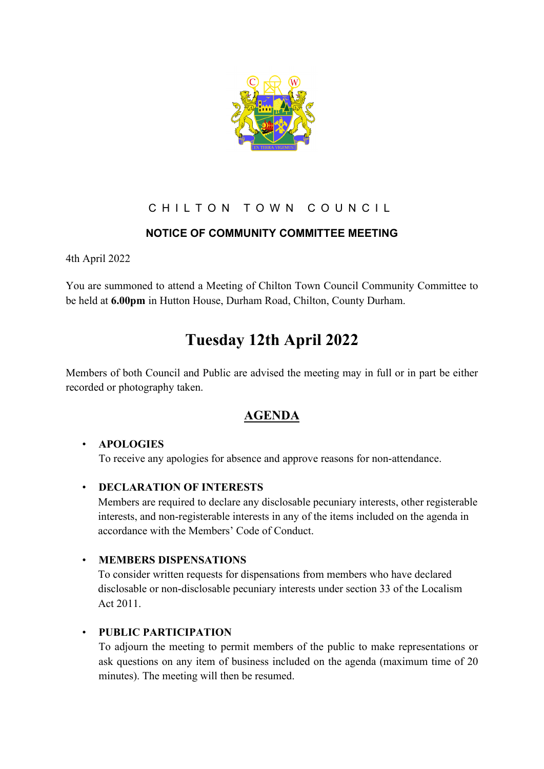# CHILTON TOWN COUNCIL

## NOTICE OF COMMUNITY COMMITTEE MEETING

4th April 2022

You are summoned to attend a Meeting of Chilton Town Council Community Committee to be held at **6.00pm** in Hutton House, Durham Road, Chilton, County Durham.

# Tuesday 12th April 2022

Members of both Council and Public are advised the meeting may in full or in part be either recorded or photography taken.

## AGENDA

- **APOLOGIES**
  To receive any apologies for absence and approve reasons for non-attendance.

- **DECLARATION OF INTERESTS**
  Members are required to declare any disclosable pecuniary interests, other registerable interests, and non-registerable interests in any of the items included on the agenda in accordance with the Members' Code of Conduct.

- **MEMBERS DISPENSATIONS**
  To consider written requests for dispensations from members who have declared disclosable or non-disclosable pecuniary interests under section 33 of the Localism Act 2011.

- **PUBLIC PARTICIPATION**
  To adjourn the meeting to permit members of the public to make representations or ask questions on any item of business included on the agenda (maximum time of 20 minutes). The meeting will then be resumed.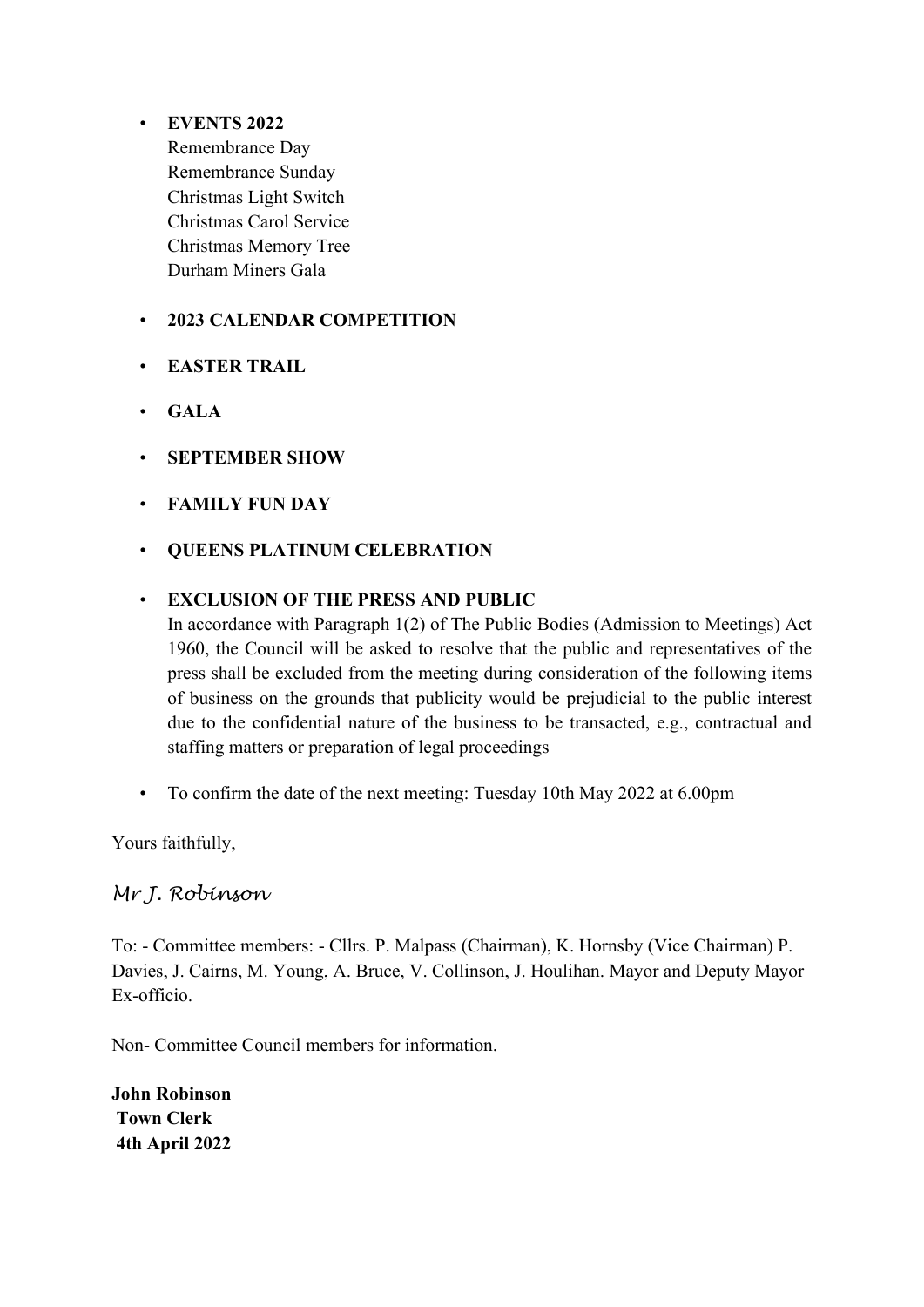- **EVENTS 2022**
  Remembrance Day
  Remembrance Sunday
  Christmas Light Switch
  Christmas Carol Service
  Christmas Memory Tree
  Durham Miners Gala

- **2023 CALENDAR COMPETITION**

- **EASTER TRAIL**

- **GALA**

- **SEPTEMBER SHOW**

- **FAMILY FUN DAY**

- **QUEENS PLATINUM CELEBRATION**

- **EXCLUSION OF THE PRESS AND PUBLIC**
  In accordance with Paragraph 1(2) of The Public Bodies (Admission to Meetings) Act 1960, the Council will be asked to resolve that the public and representatives of the press shall be excluded from the meeting during consideration of the following items of business on the grounds that publicity would be prejudicial to the public interest due to the confidential nature of the business to be transacted, e.g., contractual and staffing matters or preparation of legal proceedings

- To confirm the date of the next meeting: Tuesday 10th May 2022 at 6.00pm

Yours faithfully,

*Mr J. Robinson*

To: - Committee members: - Cllrs. P. Malpass (Chairman), K. Hornsby (Vice Chairman) P. Davies, J. Cairns, M. Young, A. Bruce, V. Collinson, J. Houlihan. Mayor and Deputy Mayor Ex-officio.

Non- Committee Council members for information.

**John Robinson**
**Town Clerk**
**4th April 2022**